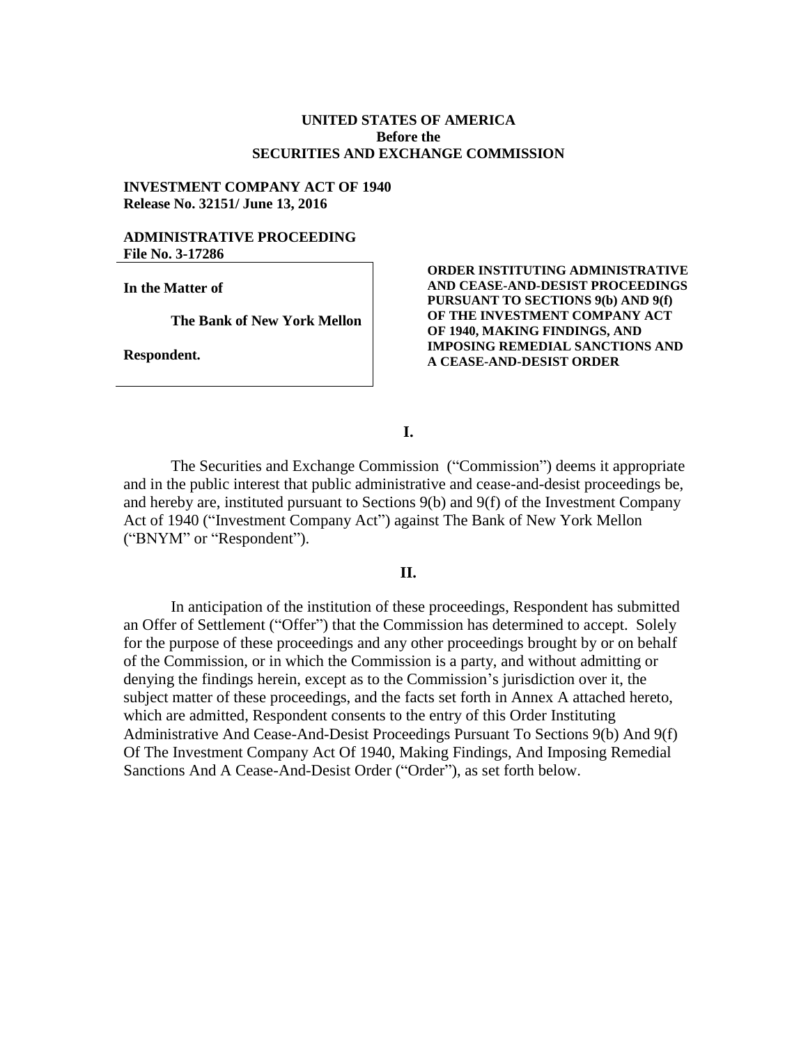**UNITED STATES OF AMERICA**
**Before the**
**SECURITIES AND EXCHANGE COMMISSION**

**INVESTMENT COMPANY ACT OF 1940**
**Release No. 32151/ June 13, 2016**

**ADMINISTRATIVE PROCEEDING**
**File No. 3-17286**

| | |
|---|---|
| **In the Matter of**<br><br>**The Bank of New York Mellon**<br><br>**Respondent.** | **ORDER INSTITUTING ADMINISTRATIVE AND CEASE-AND-DESIST PROCEEDINGS PURSUANT TO SECTIONS 9(b) AND 9(f) OF THE INVESTMENT COMPANY ACT OF 1940, MAKING FINDINGS, AND IMPOSING REMEDIAL SANCTIONS AND A CEASE-AND-DESIST ORDER** |

## I.

The Securities and Exchange Commission ("Commission") deems it appropriate and in the public interest that public administrative and cease-and-desist proceedings be, and hereby are, instituted pursuant to Sections 9(b) and 9(f) of the Investment Company Act of 1940 ("Investment Company Act") against The Bank of New York Mellon ("BNYM" or "Respondent").

## II.

In anticipation of the institution of these proceedings, Respondent has submitted an Offer of Settlement ("Offer") that the Commission has determined to accept. Solely for the purpose of these proceedings and any other proceedings brought by or on behalf of the Commission, or in which the Commission is a party, and without admitting or denying the findings herein, except as to the Commission's jurisdiction over it, the subject matter of these proceedings, and the facts set forth in Annex A attached hereto, which are admitted, Respondent consents to the entry of this Order Instituting Administrative And Cease-And-Desist Proceedings Pursuant To Sections 9(b) And 9(f) Of The Investment Company Act Of 1940, Making Findings, And Imposing Remedial Sanctions And A Cease-And-Desist Order ("Order"), as set forth below.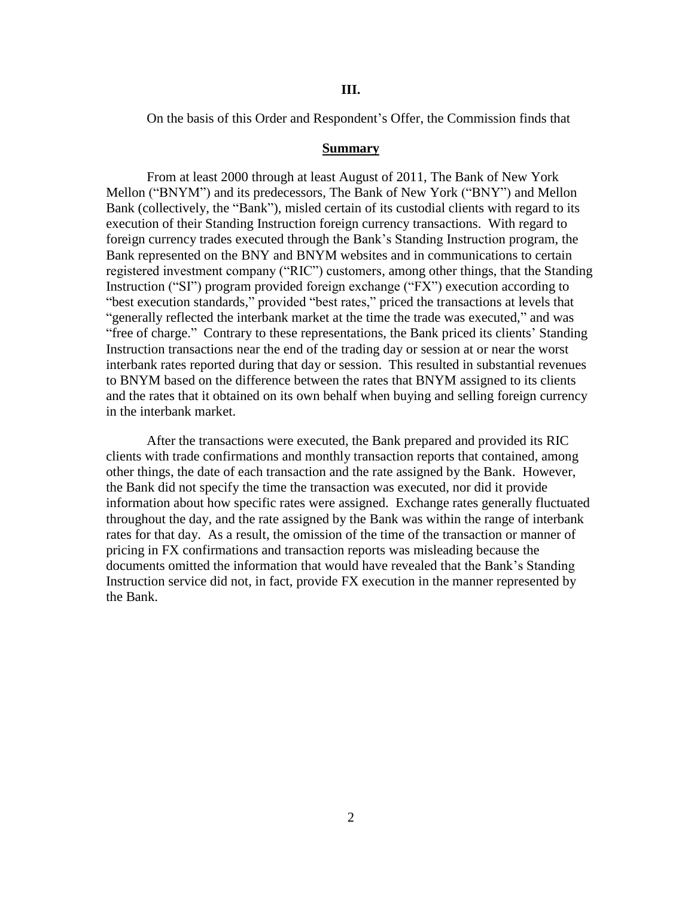## III.

On the basis of this Order and Respondent's Offer, the Commission finds that

### **Summary**

From at least 2000 through at least August of 2011, The Bank of New York Mellon ("BNYM") and its predecessors, The Bank of New York ("BNY") and Mellon Bank (collectively, the "Bank"), misled certain of its custodial clients with regard to its execution of their Standing Instruction foreign currency transactions. With regard to foreign currency trades executed through the Bank's Standing Instruction program, the Bank represented on the BNY and BNYM websites and in communications to certain registered investment company ("RIC") customers, among other things, that the Standing Instruction ("SI") program provided foreign exchange ("FX") execution according to "best execution standards," provided "best rates," priced the transactions at levels that "generally reflected the interbank market at the time the trade was executed," and was "free of charge." Contrary to these representations, the Bank priced its clients' Standing Instruction transactions near the end of the trading day or session at or near the worst interbank rates reported during that day or session. This resulted in substantial revenues to BNYM based on the difference between the rates that BNYM assigned to its clients and the rates that it obtained on its own behalf when buying and selling foreign currency in the interbank market.

After the transactions were executed, the Bank prepared and provided its RIC clients with trade confirmations and monthly transaction reports that contained, among other things, the date of each transaction and the rate assigned by the Bank. However, the Bank did not specify the time the transaction was executed, nor did it provide information about how specific rates were assigned. Exchange rates generally fluctuated throughout the day, and the rate assigned by the Bank was within the range of interbank rates for that day. As a result, the omission of the time of the transaction or manner of pricing in FX confirmations and transaction reports was misleading because the documents omitted the information that would have revealed that the Bank's Standing Instruction service did not, in fact, provide FX execution in the manner represented by the Bank.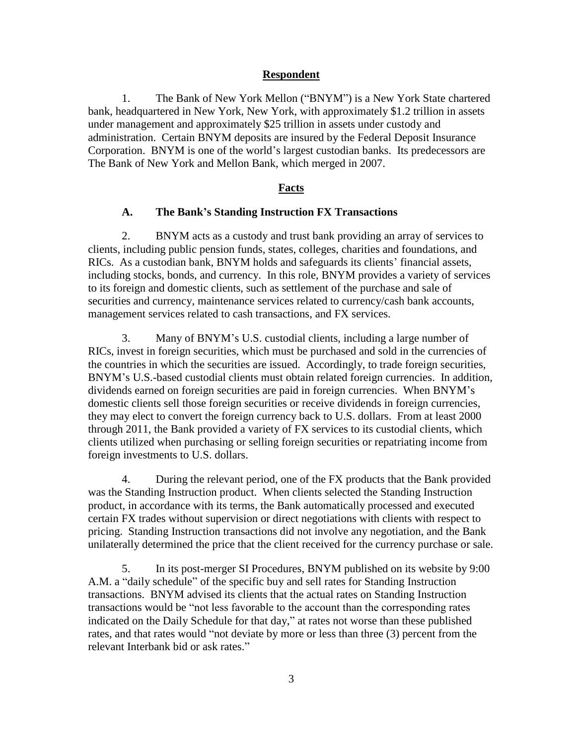## Respondent

1. The Bank of New York Mellon ("BNYM") is a New York State chartered bank, headquartered in New York, New York, with approximately $1.2 trillion in assets under management and approximately $25 trillion in assets under custody and administration. Certain BNYM deposits are insured by the Federal Deposit Insurance Corporation. BNYM is one of the world's largest custodian banks. Its predecessors are The Bank of New York and Mellon Bank, which merged in 2007.

## Facts

### A. The Bank's Standing Instruction FX Transactions

2. BNYM acts as a custody and trust bank providing an array of services to clients, including public pension funds, states, colleges, charities and foundations, and RICs. As a custodian bank, BNYM holds and safeguards its clients' financial assets, including stocks, bonds, and currency. In this role, BNYM provides a variety of services to its foreign and domestic clients, such as settlement of the purchase and sale of securities and currency, maintenance services related to currency/cash bank accounts, management services related to cash transactions, and FX services.

3. Many of BNYM's U.S. custodial clients, including a large number of RICs, invest in foreign securities, which must be purchased and sold in the currencies of the countries in which the securities are issued. Accordingly, to trade foreign securities, BNYM's U.S.-based custodial clients must obtain related foreign currencies. In addition, dividends earned on foreign securities are paid in foreign currencies. When BNYM's domestic clients sell those foreign securities or receive dividends in foreign currencies, they may elect to convert the foreign currency back to U.S. dollars. From at least 2000 through 2011, the Bank provided a variety of FX services to its custodial clients, which clients utilized when purchasing or selling foreign securities or repatriating income from foreign investments to U.S. dollars.

4. During the relevant period, one of the FX products that the Bank provided was the Standing Instruction product. When clients selected the Standing Instruction product, in accordance with its terms, the Bank automatically processed and executed certain FX trades without supervision or direct negotiations with clients with respect to pricing. Standing Instruction transactions did not involve any negotiation, and the Bank unilaterally determined the price that the client received for the currency purchase or sale.

5. In its post-merger SI Procedures, BNYM published on its website by 9:00 A.M. a "daily schedule" of the specific buy and sell rates for Standing Instruction transactions. BNYM advised its clients that the actual rates on Standing Instruction transactions would be "not less favorable to the account than the corresponding rates indicated on the Daily Schedule for that day," at rates not worse than these published rates, and that rates would "not deviate by more or less than three (3) percent from the relevant Interbank bid or ask rates."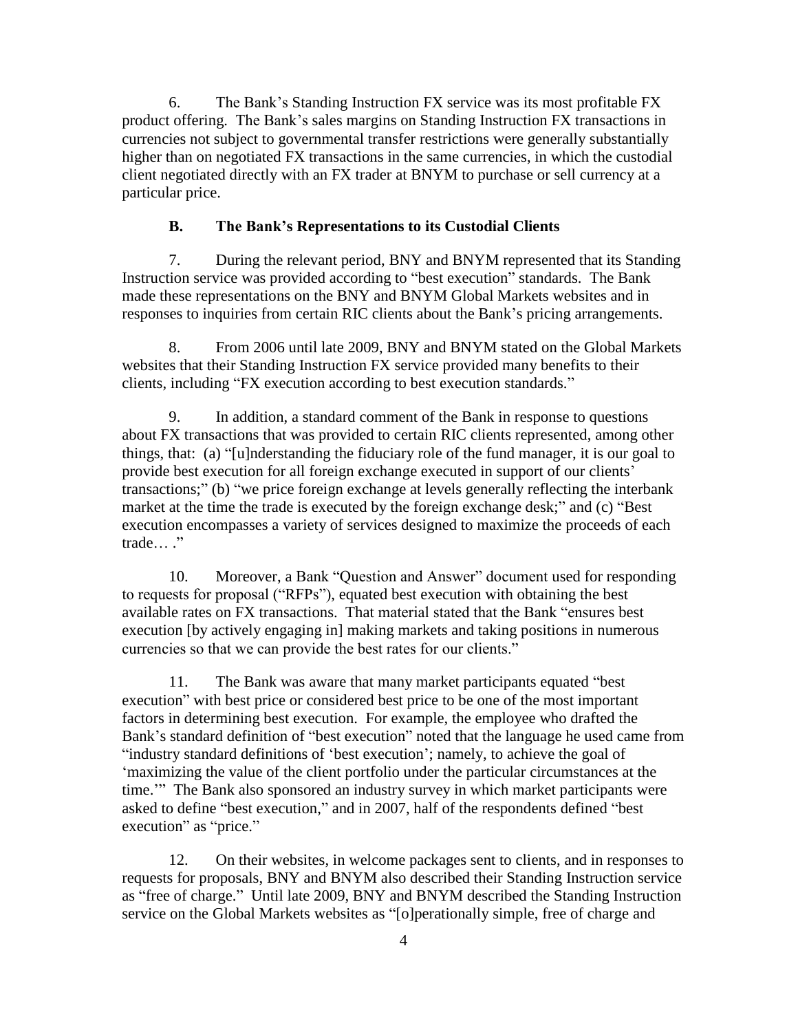6. The Bank's Standing Instruction FX service was its most profitable FX product offering. The Bank's sales margins on Standing Instruction FX transactions in currencies not subject to governmental transfer restrictions were generally substantially higher than on negotiated FX transactions in the same currencies, in which the custodial client negotiated directly with an FX trader at BNYM to purchase or sell currency at a particular price.

### B. The Bank's Representations to its Custodial Clients

7. During the relevant period, BNY and BNYM represented that its Standing Instruction service was provided according to "best execution" standards. The Bank made these representations on the BNY and BNYM Global Markets websites and in responses to inquiries from certain RIC clients about the Bank's pricing arrangements.

8. From 2006 until late 2009, BNY and BNYM stated on the Global Markets websites that their Standing Instruction FX service provided many benefits to their clients, including "FX execution according to best execution standards."

9. In addition, a standard comment of the Bank in response to questions about FX transactions that was provided to certain RIC clients represented, among other things, that: (a) "[u]nderstanding the fiduciary role of the fund manager, it is our goal to provide best execution for all foreign exchange executed in support of our clients' transactions;" (b) "we price foreign exchange at levels generally reflecting the interbank market at the time the trade is executed by the foreign exchange desk;" and (c) "Best execution encompasses a variety of services designed to maximize the proceeds of each trade… ."

10. Moreover, a Bank "Question and Answer" document used for responding to requests for proposal ("RFPs"), equated best execution with obtaining the best available rates on FX transactions. That material stated that the Bank "ensures best execution [by actively engaging in] making markets and taking positions in numerous currencies so that we can provide the best rates for our clients."

11. The Bank was aware that many market participants equated "best execution" with best price or considered best price to be one of the most important factors in determining best execution. For example, the employee who drafted the Bank's standard definition of "best execution" noted that the language he used came from "industry standard definitions of 'best execution'; namely, to achieve the goal of 'maximizing the value of the client portfolio under the particular circumstances at the time.'" The Bank also sponsored an industry survey in which market participants were asked to define "best execution," and in 2007, half of the respondents defined "best execution" as "price."

12. On their websites, in welcome packages sent to clients, and in responses to requests for proposals, BNY and BNYM also described their Standing Instruction service as "free of charge." Until late 2009, BNY and BNYM described the Standing Instruction service on the Global Markets websites as "[o]perationally simple, free of charge and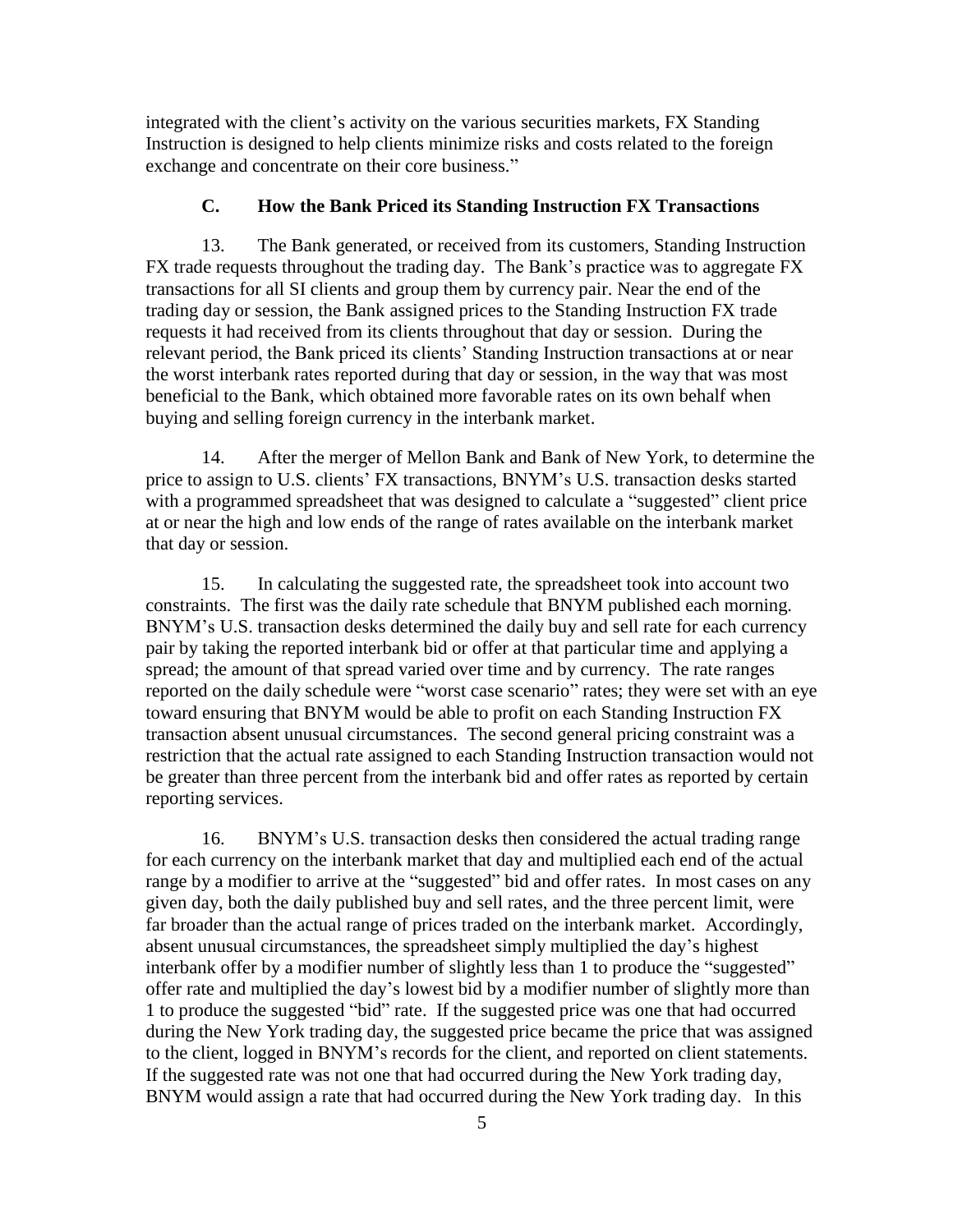integrated with the client's activity on the various securities markets, FX Standing Instruction is designed to help clients minimize risks and costs related to the foreign exchange and concentrate on their core business."

### C. How the Bank Priced its Standing Instruction FX Transactions

13. The Bank generated, or received from its customers, Standing Instruction FX trade requests throughout the trading day. The Bank's practice was to aggregate FX transactions for all SI clients and group them by currency pair. Near the end of the trading day or session, the Bank assigned prices to the Standing Instruction FX trade requests it had received from its clients throughout that day or session. During the relevant period, the Bank priced its clients' Standing Instruction transactions at or near the worst interbank rates reported during that day or session, in the way that was most beneficial to the Bank, which obtained more favorable rates on its own behalf when buying and selling foreign currency in the interbank market.

14. After the merger of Mellon Bank and Bank of New York, to determine the price to assign to U.S. clients' FX transactions, BNYM's U.S. transaction desks started with a programmed spreadsheet that was designed to calculate a "suggested" client price at or near the high and low ends of the range of rates available on the interbank market that day or session.

15. In calculating the suggested rate, the spreadsheet took into account two constraints. The first was the daily rate schedule that BNYM published each morning. BNYM's U.S. transaction desks determined the daily buy and sell rate for each currency pair by taking the reported interbank bid or offer at that particular time and applying a spread; the amount of that spread varied over time and by currency. The rate ranges reported on the daily schedule were "worst case scenario" rates; they were set with an eye toward ensuring that BNYM would be able to profit on each Standing Instruction FX transaction absent unusual circumstances. The second general pricing constraint was a restriction that the actual rate assigned to each Standing Instruction transaction would not be greater than three percent from the interbank bid and offer rates as reported by certain reporting services.

16. BNYM's U.S. transaction desks then considered the actual trading range for each currency on the interbank market that day and multiplied each end of the actual range by a modifier to arrive at the "suggested" bid and offer rates. In most cases on any given day, both the daily published buy and sell rates, and the three percent limit, were far broader than the actual range of prices traded on the interbank market. Accordingly, absent unusual circumstances, the spreadsheet simply multiplied the day's highest interbank offer by a modifier number of slightly less than 1 to produce the "suggested" offer rate and multiplied the day's lowest bid by a modifier number of slightly more than 1 to produce the suggested "bid" rate. If the suggested price was one that had occurred during the New York trading day, the suggested price became the price that was assigned to the client, logged in BNYM's records for the client, and reported on client statements. If the suggested rate was not one that had occurred during the New York trading day, BNYM would assign a rate that had occurred during the New York trading day. In this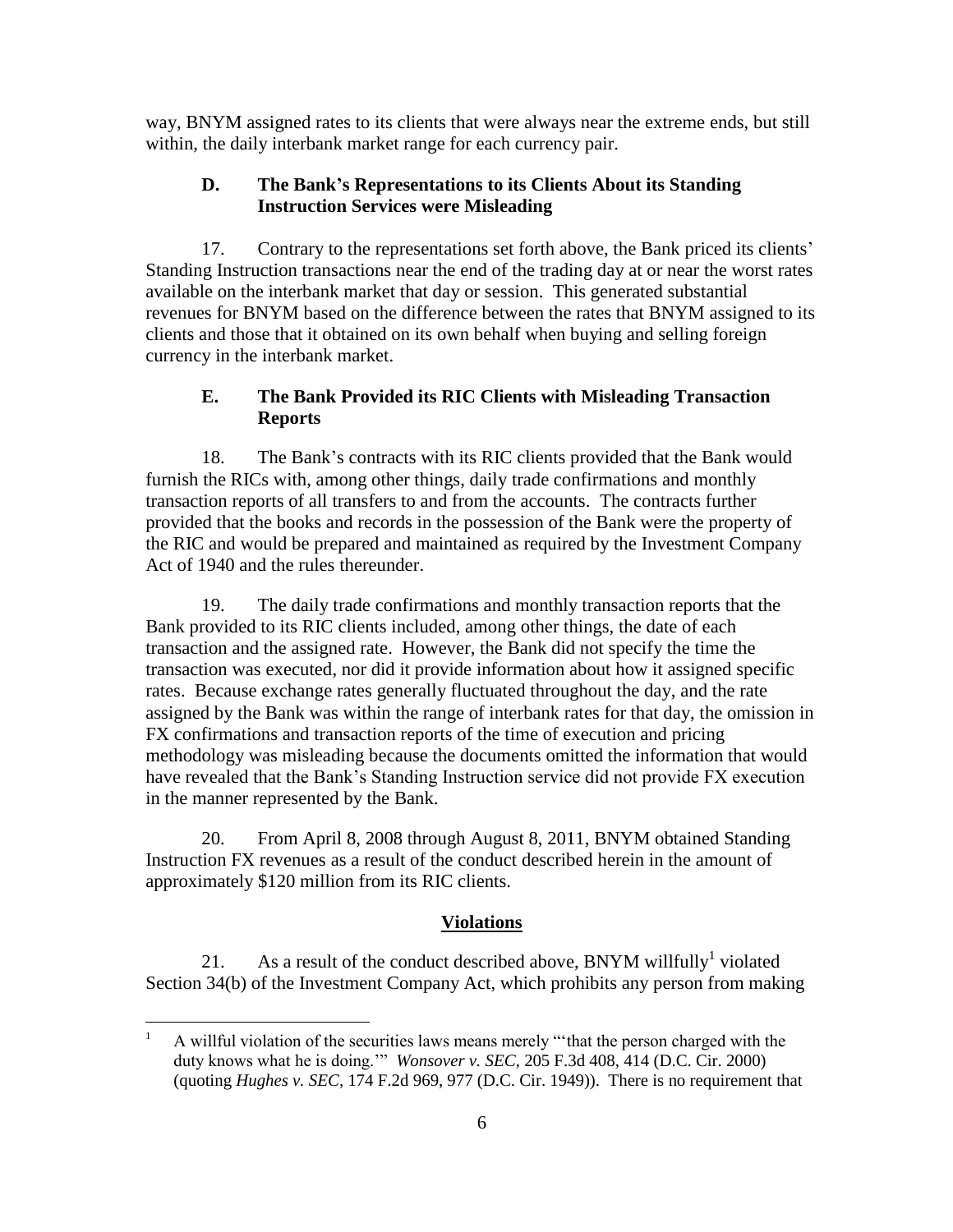way, BNYM assigned rates to its clients that were always near the extreme ends, but still within, the daily interbank market range for each currency pair.

### D. The Bank's Representations to its Clients About its Standing Instruction Services were Misleading

17. Contrary to the representations set forth above, the Bank priced its clients' Standing Instruction transactions near the end of the trading day at or near the worst rates available on the interbank market that day or session. This generated substantial revenues for BNYM based on the difference between the rates that BNYM assigned to its clients and those that it obtained on its own behalf when buying and selling foreign currency in the interbank market.

### E. The Bank Provided its RIC Clients with Misleading Transaction Reports

18. The Bank's contracts with its RIC clients provided that the Bank would furnish the RICs with, among other things, daily trade confirmations and monthly transaction reports of all transfers to and from the accounts. The contracts further provided that the books and records in the possession of the Bank were the property of the RIC and would be prepared and maintained as required by the Investment Company Act of 1940 and the rules thereunder.

19. The daily trade confirmations and monthly transaction reports that the Bank provided to its RIC clients included, among other things, the date of each transaction and the assigned rate. However, the Bank did not specify the time the transaction was executed, nor did it provide information about how it assigned specific rates. Because exchange rates generally fluctuated throughout the day, and the rate assigned by the Bank was within the range of interbank rates for that day, the omission in FX confirmations and transaction reports of the time of execution and pricing methodology was misleading because the documents omitted the information that would have revealed that the Bank's Standing Instruction service did not provide FX execution in the manner represented by the Bank.

20. From April 8, 2008 through August 8, 2011, BNYM obtained Standing Instruction FX revenues as a result of the conduct described herein in the amount of approximately $120 million from its RIC clients.

## Violations

21. As a result of the conduct described above, BNYM willfully[1] violated Section 34(b) of the Investment Company Act, which prohibits any person from making

[1] A willful violation of the securities laws means merely "'that the person charged with the duty knows what he is doing.'" *Wonsover v. SEC*, 205 F.3d 408, 414 (D.C. Cir. 2000) (quoting *Hughes v. SEC*, 174 F.2d 969, 977 (D.C. Cir. 1949)). There is no requirement that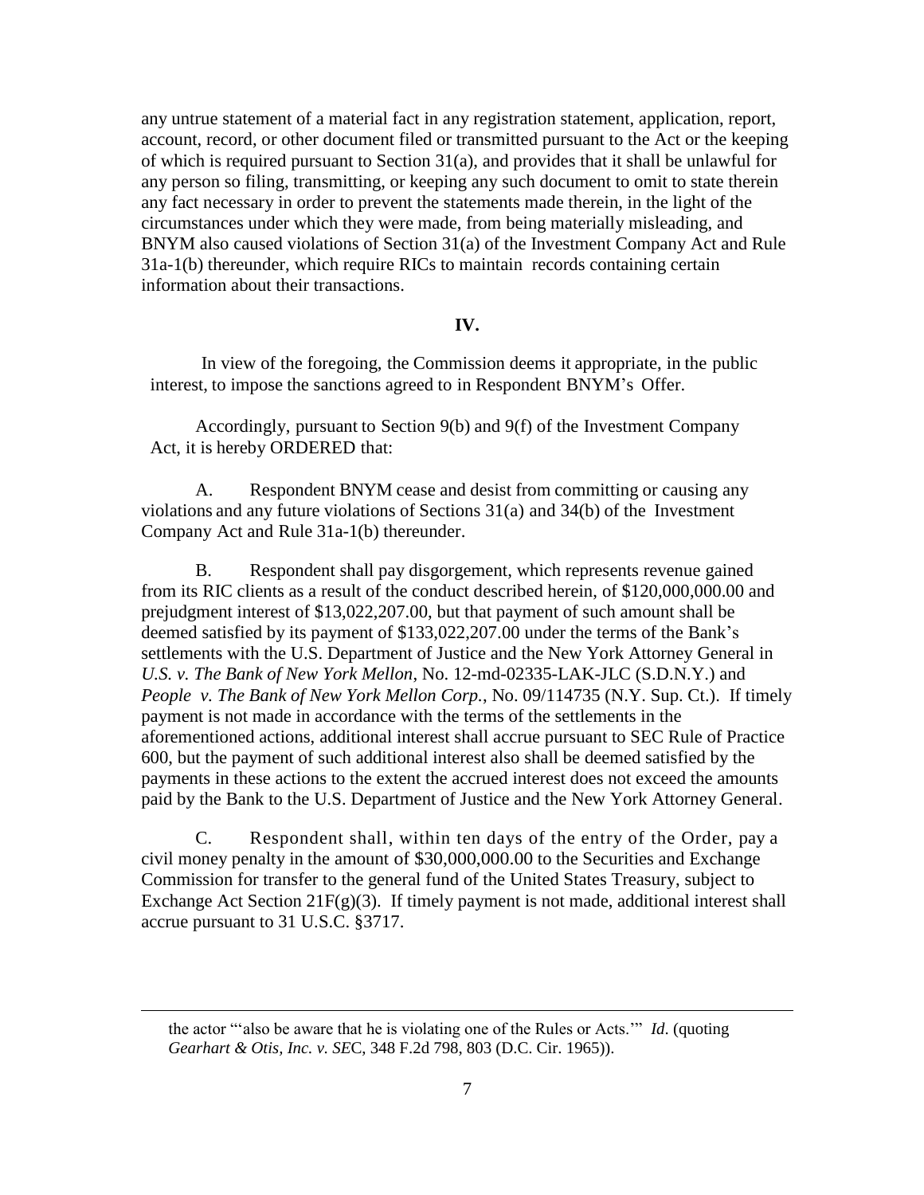any untrue statement of a material fact in any registration statement, application, report, account, record, or other document filed or transmitted pursuant to the Act or the keeping of which is required pursuant to Section 31(a), and provides that it shall be unlawful for any person so filing, transmitting, or keeping any such document to omit to state therein any fact necessary in order to prevent the statements made therein, in the light of the circumstances under which they were made, from being materially misleading, and BNYM also caused violations of Section 31(a) of the Investment Company Act and Rule 31a-1(b) thereunder, which require RICs to maintain records containing certain information about their transactions.

## IV.

In view of the foregoing, the Commission deems it appropriate, in the public interest, to impose the sanctions agreed to in Respondent BNYM's Offer.

Accordingly, pursuant to Section 9(b) and 9(f) of the Investment Company Act, it is hereby ORDERED that:

A. Respondent BNYM cease and desist from committing or causing any violations and any future violations of Sections 31(a) and 34(b) of the Investment Company Act and Rule 31a-1(b) thereunder.

B. Respondent shall pay disgorgement, which represents revenue gained from its RIC clients as a result of the conduct described herein, of $120,000,000.00 and prejudgment interest of $13,022,207.00, but that payment of such amount shall be deemed satisfied by its payment of $133,022,207.00 under the terms of the Bank's settlements with the U.S. Department of Justice and the New York Attorney General in *U.S. v. The Bank of New York Mellon*, No. 12-md-02335-LAK-JLC (S.D.N.Y.) and *People v. The Bank of New York Mellon Corp.*, No. 09/114735 (N.Y. Sup. Ct.). If timely payment is not made in accordance with the terms of the settlements in the aforementioned actions, additional interest shall accrue pursuant to SEC Rule of Practice 600, but the payment of such additional interest also shall be deemed satisfied by the payments in these actions to the extent the accrued interest does not exceed the amounts paid by the Bank to the U.S. Department of Justice and the New York Attorney General.

C. Respondent shall, within ten days of the entry of the Order, pay a civil money penalty in the amount of $30,000,000.00 to the Securities and Exchange Commission for transfer to the general fund of the United States Treasury, subject to Exchange Act Section 21F(g)(3). If timely payment is not made, additional interest shall accrue pursuant to 31 U.S.C. §3717.

---

the actor "'also be aware that he is violating one of the Rules or Acts.'" *Id*. (quoting *Gearhart & Otis, Inc. v. SEC*, 348 F.2d 798, 803 (D.C. Cir. 1965)).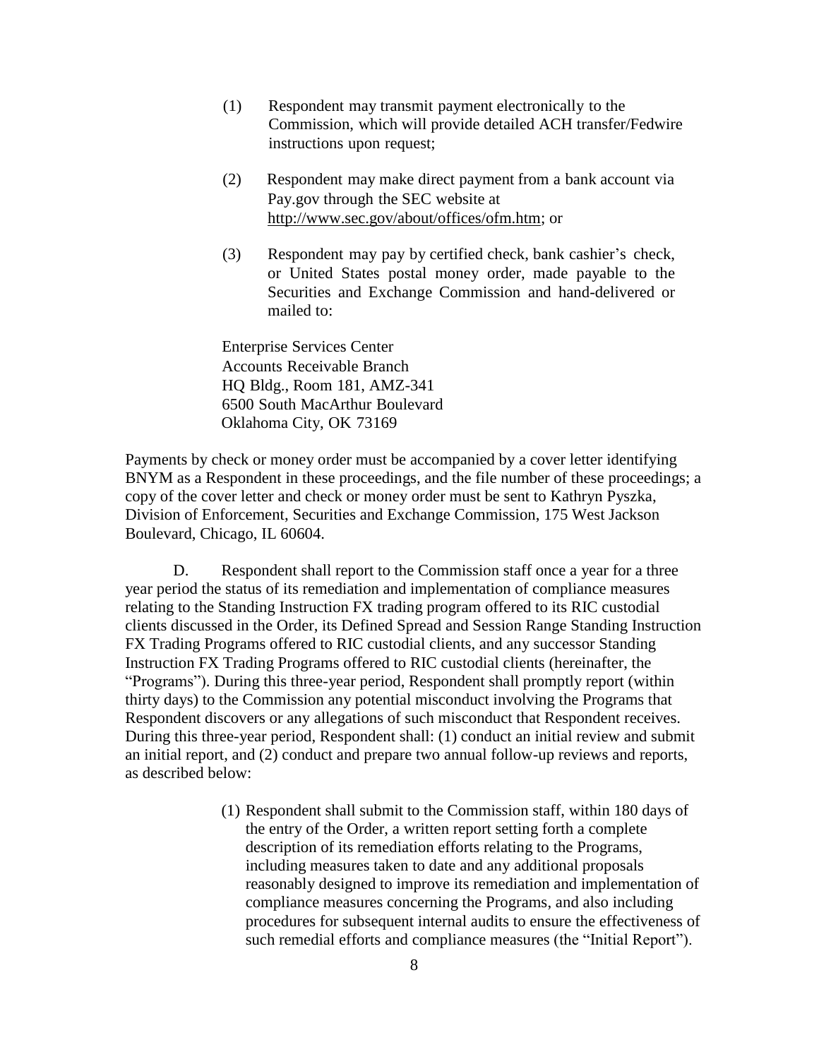(1) Respondent may transmit payment electronically to the Commission, which will provide detailed ACH transfer/Fedwire instructions upon request;

(2) Respondent may make direct payment from a bank account via Pay.gov through the SEC website at http://www.sec.gov/about/offices/ofm.htm; or

(3) Respondent may pay by certified check, bank cashier's check, or United States postal money order, made payable to the Securities and Exchange Commission and hand-delivered or mailed to:

Enterprise Services Center
Accounts Receivable Branch
HQ Bldg., Room 181, AMZ-341
6500 South MacArthur Boulevard
Oklahoma City, OK 73169

Payments by check or money order must be accompanied by a cover letter identifying BNYM as a Respondent in these proceedings, and the file number of these proceedings; a copy of the cover letter and check or money order must be sent to Kathryn Pyszka, Division of Enforcement, Securities and Exchange Commission, 175 West Jackson Boulevard, Chicago, IL 60604.

D. Respondent shall report to the Commission staff once a year for a three year period the status of its remediation and implementation of compliance measures relating to the Standing Instruction FX trading program offered to its RIC custodial clients discussed in the Order, its Defined Spread and Session Range Standing Instruction FX Trading Programs offered to RIC custodial clients, and any successor Standing Instruction FX Trading Programs offered to RIC custodial clients (hereinafter, the "Programs"). During this three-year period, Respondent shall promptly report (within thirty days) to the Commission any potential misconduct involving the Programs that Respondent discovers or any allegations of such misconduct that Respondent receives. During this three-year period, Respondent shall: (1) conduct an initial review and submit an initial report, and (2) conduct and prepare two annual follow-up reviews and reports, as described below:

(1) Respondent shall submit to the Commission staff, within 180 days of the entry of the Order, a written report setting forth a complete description of its remediation efforts relating to the Programs, including measures taken to date and any additional proposals reasonably designed to improve its remediation and implementation of compliance measures concerning the Programs, and also including procedures for subsequent internal audits to ensure the effectiveness of such remedial efforts and compliance measures (the "Initial Report").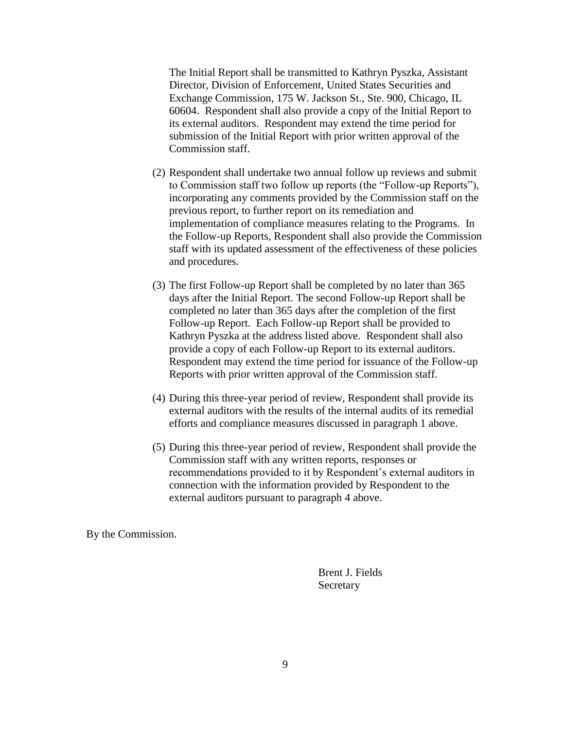The Initial Report shall be transmitted to Kathryn Pyszka, Assistant Director, Division of Enforcement, United States Securities and Exchange Commission, 175 W. Jackson St., Ste. 900, Chicago, IL 60604. Respondent shall also provide a copy of the Initial Report to its external auditors. Respondent may extend the time period for submission of the Initial Report with prior written approval of the Commission staff.

(2) Respondent shall undertake two annual follow up reviews and submit to Commission staff two follow up reports (the "Follow-up Reports"), incorporating any comments provided by the Commission staff on the previous report, to further report on its remediation and implementation of compliance measures relating to the Programs. In the Follow-up Reports, Respondent shall also provide the Commission staff with its updated assessment of the effectiveness of these policies and procedures.

(3) The first Follow-up Report shall be completed by no later than 365 days after the Initial Report. The second Follow-up Report shall be completed no later than 365 days after the completion of the first Follow-up Report. Each Follow-up Report shall be provided to Kathryn Pyszka at the address listed above. Respondent shall also provide a copy of each Follow-up Report to its external auditors. Respondent may extend the time period for issuance of the Follow-up Reports with prior written approval of the Commission staff.

(4) During this three-year period of review, Respondent shall provide its external auditors with the results of the internal audits of its remedial efforts and compliance measures discussed in paragraph 1 above.

(5) During this three-year period of review, Respondent shall provide the Commission staff with any written reports, responses or recommendations provided to it by Respondent's external auditors in connection with the information provided by Respondent to the external auditors pursuant to paragraph 4 above.

By the Commission.

Brent J. Fields
Secretary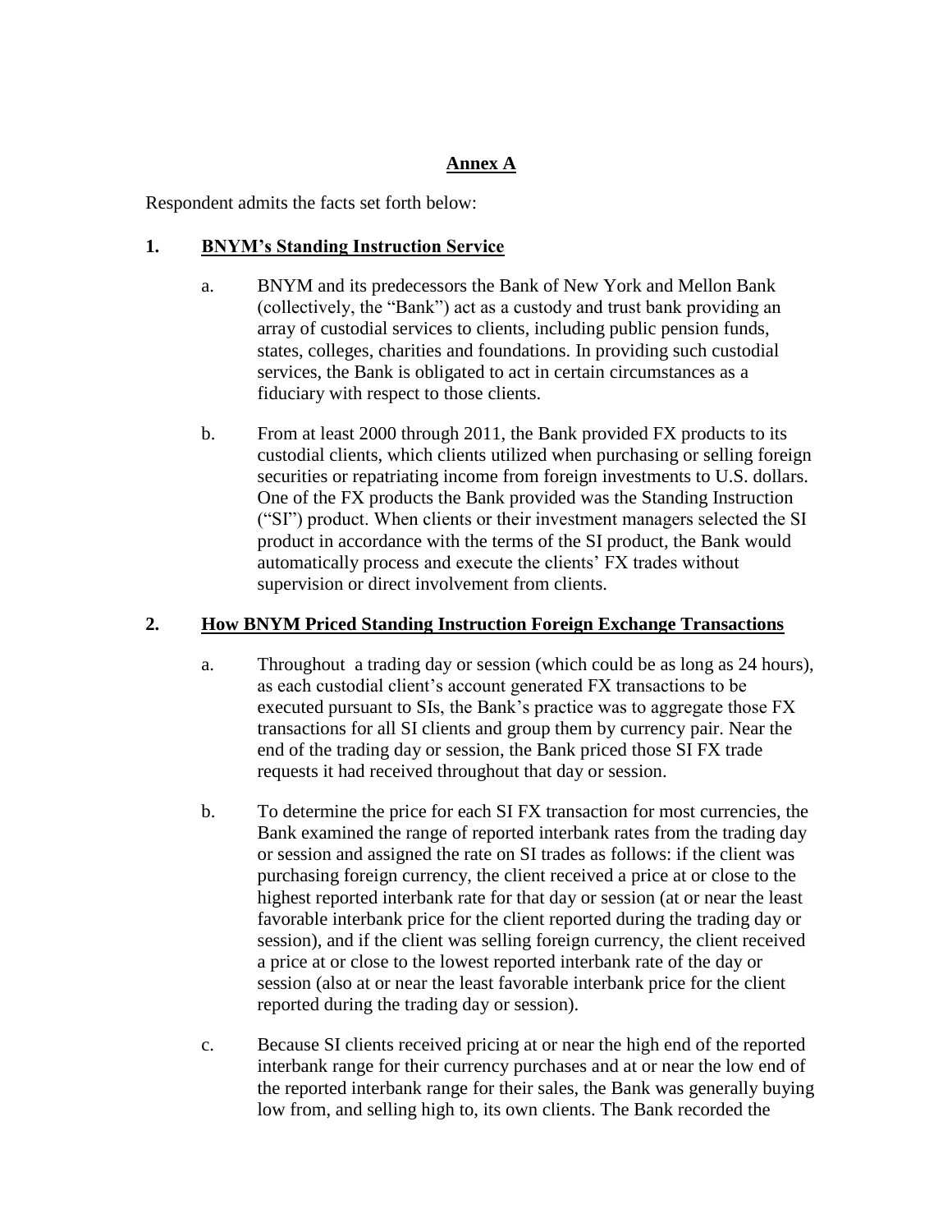## Annex A

Respondent admits the facts set forth below:

### 1. BNYM's Standing Instruction Service

a. BNYM and its predecessors the Bank of New York and Mellon Bank (collectively, the "Bank") act as a custody and trust bank providing an array of custodial services to clients, including public pension funds, states, colleges, charities and foundations. In providing such custodial services, the Bank is obligated to act in certain circumstances as a fiduciary with respect to those clients.

b. From at least 2000 through 2011, the Bank provided FX products to its custodial clients, which clients utilized when purchasing or selling foreign securities or repatriating income from foreign investments to U.S. dollars. One of the FX products the Bank provided was the Standing Instruction ("SI") product. When clients or their investment managers selected the SI product in accordance with the terms of the SI product, the Bank would automatically process and execute the clients' FX trades without supervision or direct involvement from clients.

### 2. How BNYM Priced Standing Instruction Foreign Exchange Transactions

a. Throughout a trading day or session (which could be as long as 24 hours), as each custodial client's account generated FX transactions to be executed pursuant to SIs, the Bank's practice was to aggregate those FX transactions for all SI clients and group them by currency pair. Near the end of the trading day or session, the Bank priced those SI FX trade requests it had received throughout that day or session.

b. To determine the price for each SI FX transaction for most currencies, the Bank examined the range of reported interbank rates from the trading day or session and assigned the rate on SI trades as follows: if the client was purchasing foreign currency, the client received a price at or close to the highest reported interbank rate for that day or session (at or near the least favorable interbank price for the client reported during the trading day or session), and if the client was selling foreign currency, the client received a price at or close to the lowest reported interbank rate of the day or session (also at or near the least favorable interbank price for the client reported during the trading day or session).

c. Because SI clients received pricing at or near the high end of the reported interbank range for their currency purchases and at or near the low end of the reported interbank range for their sales, the Bank was generally buying low from, and selling high to, its own clients. The Bank recorded the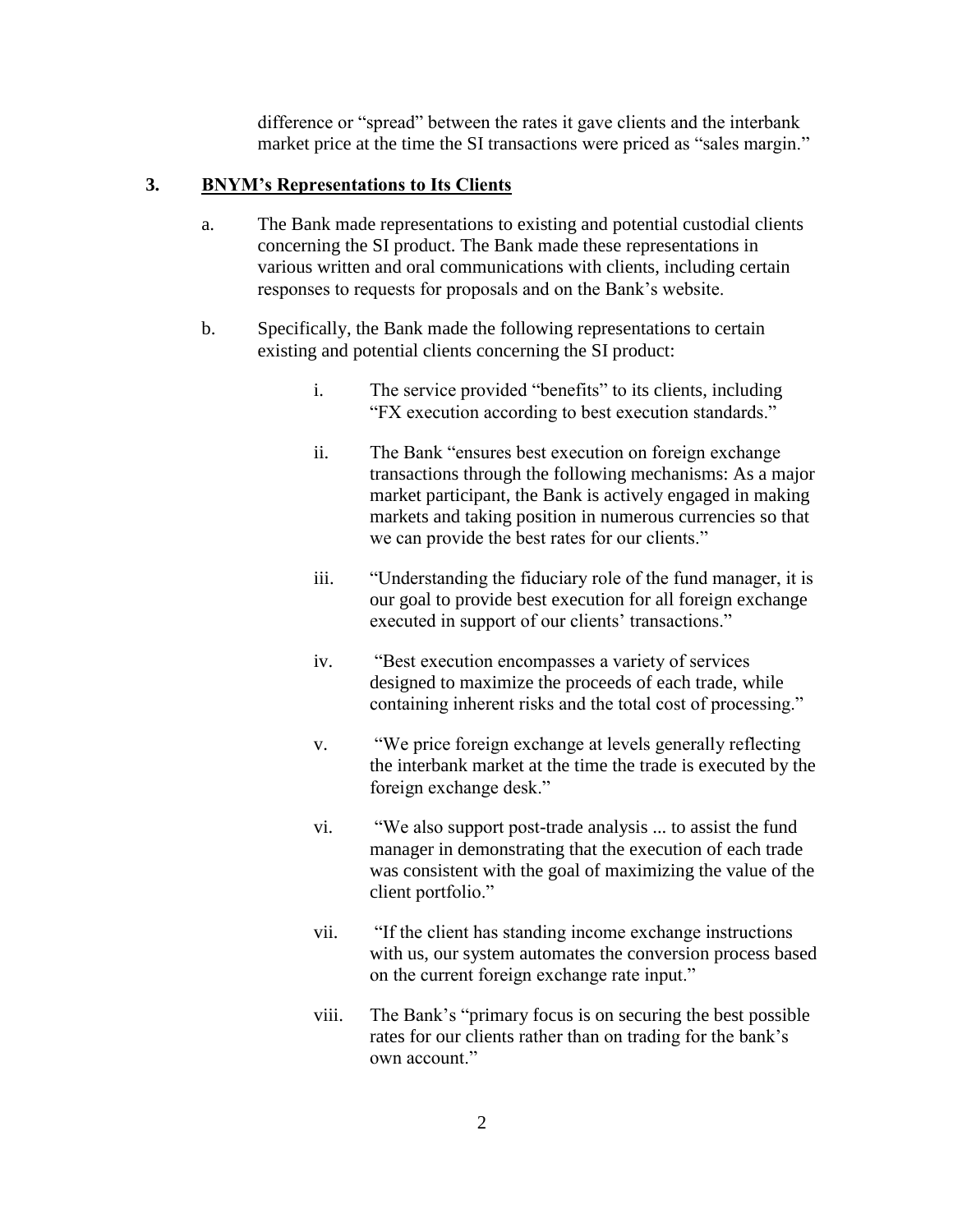difference or "spread" between the rates it gave clients and the interbank market price at the time the SI transactions were priced as "sales margin."

### 3. BNYM's Representations to Its Clients

a. The Bank made representations to existing and potential custodial clients concerning the SI product. The Bank made these representations in various written and oral communications with clients, including certain responses to requests for proposals and on the Bank's website.

b. Specifically, the Bank made the following representations to certain existing and potential clients concerning the SI product:

   i. The service provided "benefits" to its clients, including "FX execution according to best execution standards."

   ii. The Bank "ensures best execution on foreign exchange transactions through the following mechanisms: As a major market participant, the Bank is actively engaged in making markets and taking position in numerous currencies so that we can provide the best rates for our clients."

   iii. "Understanding the fiduciary role of the fund manager, it is our goal to provide best execution for all foreign exchange executed in support of our clients' transactions."

   iv. "Best execution encompasses a variety of services designed to maximize the proceeds of each trade, while containing inherent risks and the total cost of processing."

   v. "We price foreign exchange at levels generally reflecting the interbank market at the time the trade is executed by the foreign exchange desk."

   vi. "We also support post-trade analysis ... to assist the fund manager in demonstrating that the execution of each trade was consistent with the goal of maximizing the value of the client portfolio."

   vii. "If the client has standing income exchange instructions with us, our system automates the conversion process based on the current foreign exchange rate input."

   viii. The Bank's "primary focus is on securing the best possible rates for our clients rather than on trading for the bank's own account."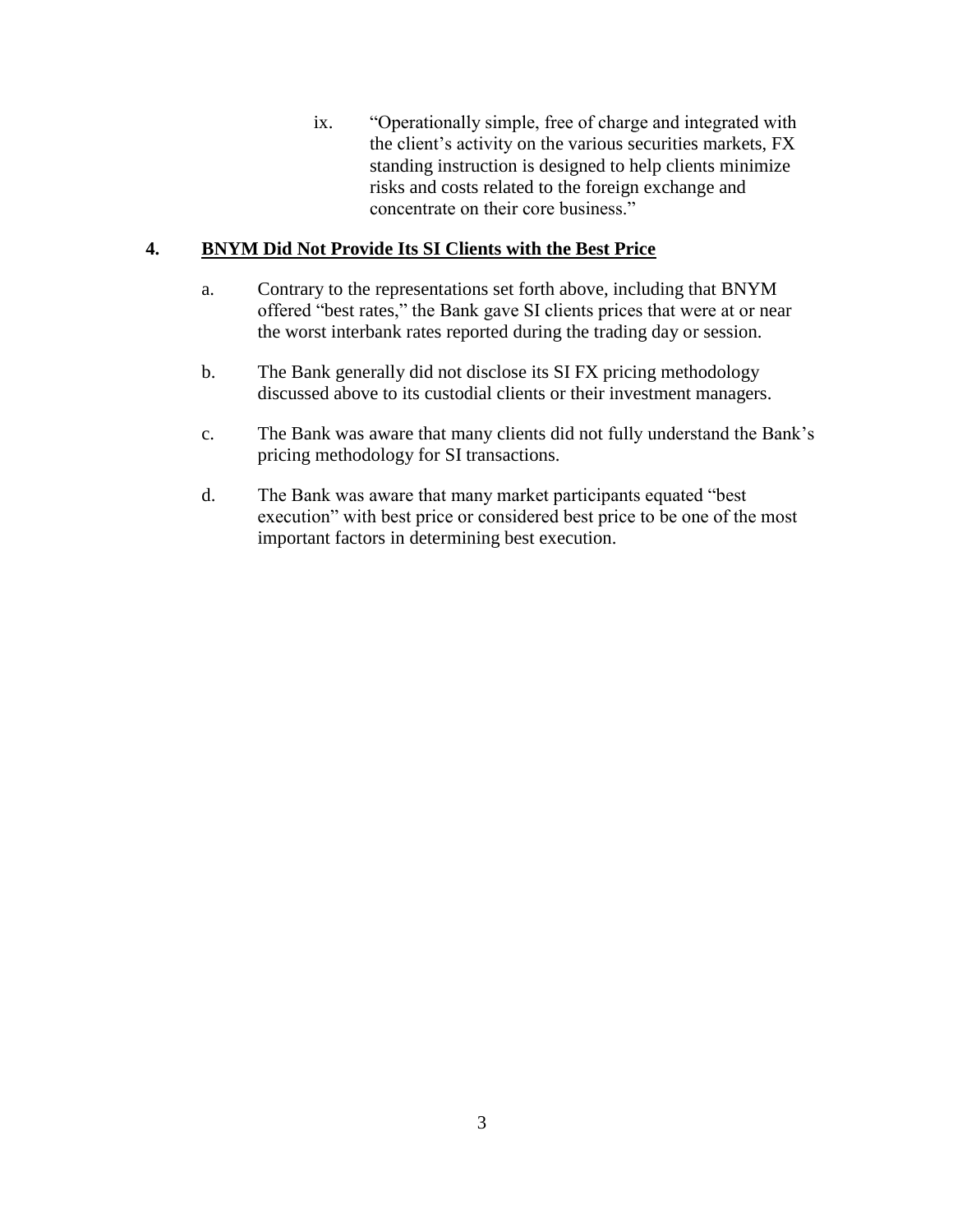ix. "Operationally simple, free of charge and integrated with the client's activity on the various securities markets, FX standing instruction is designed to help clients minimize risks and costs related to the foreign exchange and concentrate on their core business."

## 4. BNYM Did Not Provide Its SI Clients with the Best Price

a. Contrary to the representations set forth above, including that BNYM offered "best rates," the Bank gave SI clients prices that were at or near the worst interbank rates reported during the trading day or session.

b. The Bank generally did not disclose its SI FX pricing methodology discussed above to its custodial clients or their investment managers.

c. The Bank was aware that many clients did not fully understand the Bank's pricing methodology for SI transactions.

d. The Bank was aware that many market participants equated "best execution" with best price or considered best price to be one of the most important factors in determining best execution.